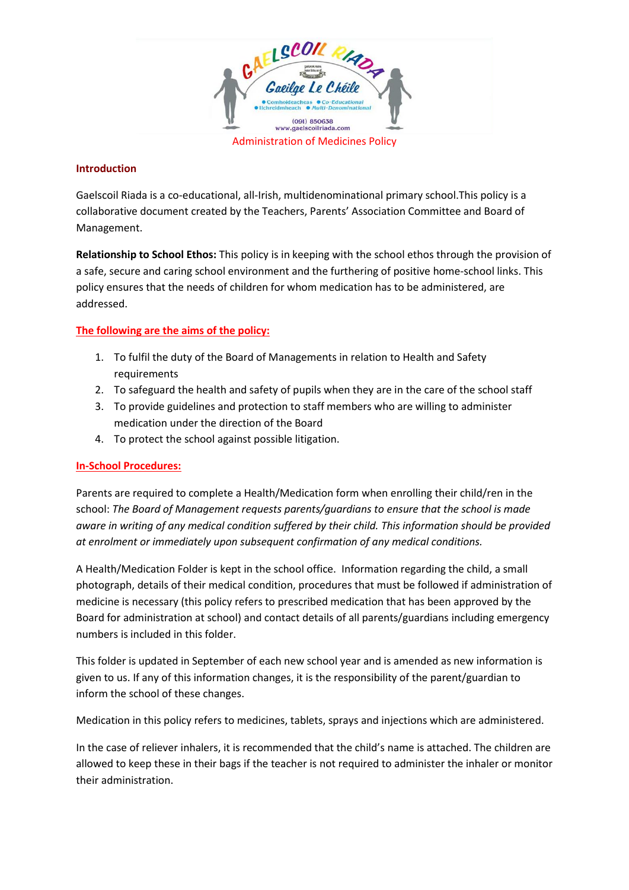# Administration of Medicines Policy

## Introduction

Gaelscoil Riada is a co-educational, all-Irish, multidenominational primary school.This policy is a collaborative document created by the Teachers, Parents' Association Committee and Board of Management.

**Relationship to School Ethos:** This policy is in keeping with the school ethos through the provision of a safe, secure and caring school environment and the furthering of positive home-school links. This policy ensures that the needs of children for whom medication has to be administered, are addressed.

## The following are the aims of the policy:

1. To fulfil the duty of the Board of Managements in relation to Health and Safety requirements
2. To safeguard the health and safety of pupils when they are in the care of the school staff
3. To provide guidelines and protection to staff members who are willing to administer medication under the direction of the Board
4. To protect the school against possible litigation.

## In-School Procedures:

Parents are required to complete a Health/Medication form when enrolling their child/ren in the school: *The Board of Management requests parents/guardians to ensure that the school is made aware in writing of any medical condition suffered by their child. This information should be provided at enrolment or immediately upon subsequent confirmation of any medical conditions.*

A Health/Medication Folder is kept in the school office. Information regarding the child, a small photograph, details of their medical condition, procedures that must be followed if administration of medicine is necessary (this policy refers to prescribed medication that has been approved by the Board for administration at school) and contact details of all parents/guardians including emergency numbers is included in this folder.

This folder is updated in September of each new school year and is amended as new information is given to us. If any of this information changes, it is the responsibility of the parent/guardian to inform the school of these changes.

Medication in this policy refers to medicines, tablets, sprays and injections which are administered.

In the case of reliever inhalers, it is recommended that the child's name is attached. The children are allowed to keep these in their bags if the teacher is not required to administer the inhaler or monitor their administration.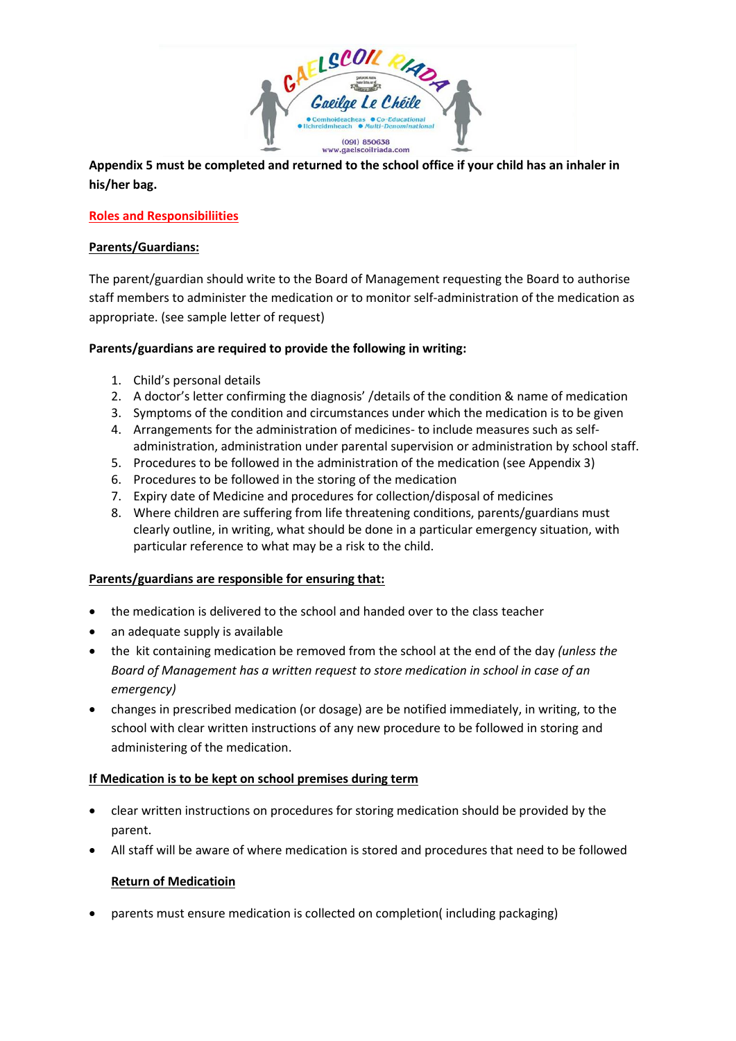**Appendix 5 must be completed and returned to the school office if your child has an inhaler in his/her bag.**

## Roles and Responsibiliities

### Parents/Guardians:

The parent/guardian should write to the Board of Management requesting the Board to authorise staff members to administer the medication or to monitor self-administration of the medication as appropriate. (see sample letter of request)

**Parents/guardians are required to provide the following in writing:**

1. Child's personal details
2. A doctor's letter confirming the diagnosis' /details of the condition & name of medication
3. Symptoms of the condition and circumstances under which the medication is to be given
4. Arrangements for the administration of medicines- to include measures such as self-administration, administration under parental supervision or administration by school staff.
5. Procedures to be followed in the administration of the medication (see Appendix 3)
6. Procedures to be followed in the storing of the medication
7. Expiry date of Medicine and procedures for collection/disposal of medicines
8. Where children are suffering from life threatening conditions, parents/guardians must clearly outline, in writing, what should be done in a particular emergency situation, with particular reference to what may be a risk to the child.

### Parents/guardians are responsible for ensuring that:

- the medication is delivered to the school and handed over to the class teacher
- an adequate supply is available
- the kit containing medication be removed from the school at the end of the day *(unless the Board of Management has a written request to store medication in school in case of an emergency)*
- changes in prescribed medication (or dosage) are be notified immediately, in writing, to the school with clear written instructions of any new procedure to be followed in storing and administering of the medication.

### If Medication is to be kept on school premises during term

- clear written instructions on procedures for storing medication should be provided by the parent.
- All staff will be aware of where medication is stored and procedures that need to be followed

### Return of Medicatioin

- parents must ensure medication is collected on completion( including packaging)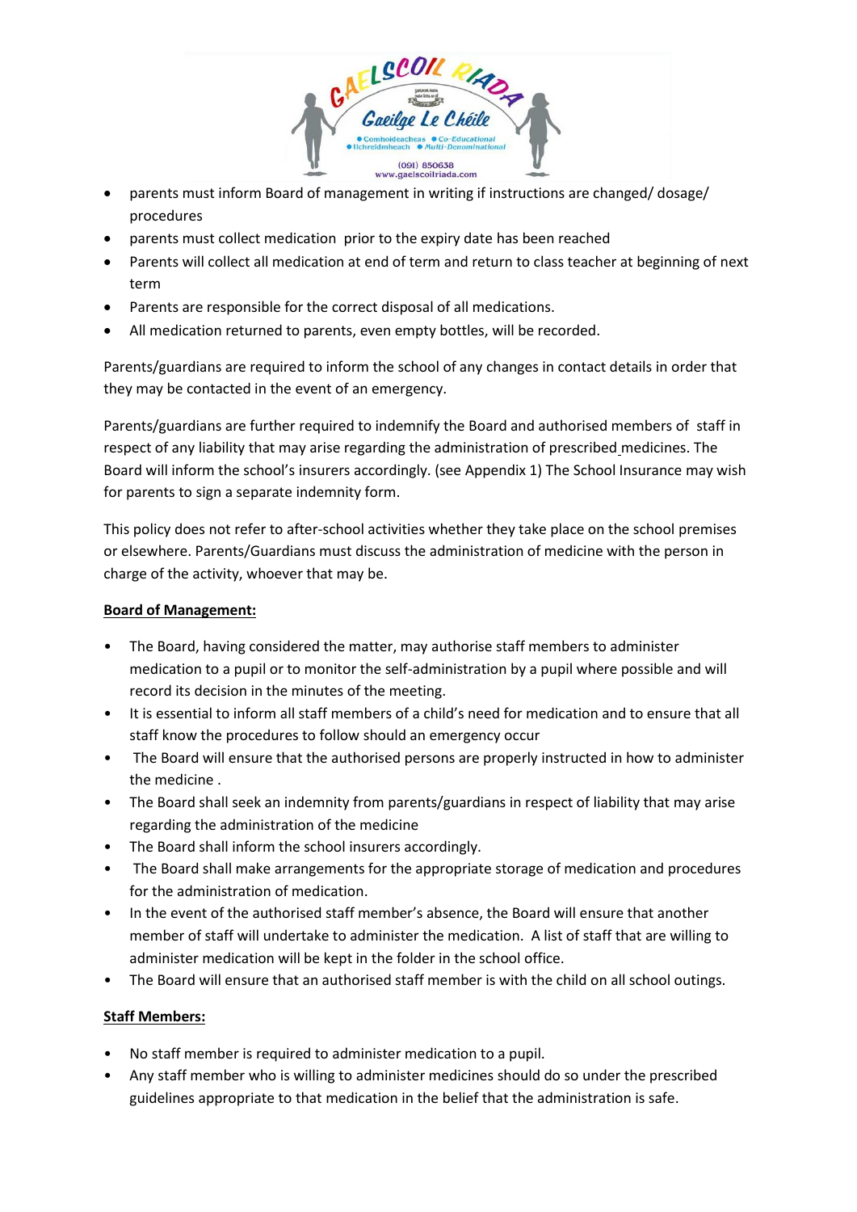- parents must inform Board of management in writing if instructions are changed/ dosage/ procedures
- parents must collect medication prior to the expiry date has been reached
- Parents will collect all medication at end of term and return to class teacher at beginning of next term
- Parents are responsible for the correct disposal of all medications.
- All medication returned to parents, even empty bottles, will be recorded.

Parents/guardians are required to inform the school of any changes in contact details in order that they may be contacted in the event of an emergency.

Parents/guardians are further required to indemnify the Board and authorised members of staff in respect of any liability that may arise regarding the administration of prescribed medicines. The Board will inform the school's insurers accordingly. (see Appendix 1) The School Insurance may wish for parents to sign a separate indemnity form.

This policy does not refer to after-school activities whether they take place on the school premises or elsewhere. Parents/Guardians must discuss the administration of medicine with the person in charge of the activity, whoever that may be.

**Board of Management:**

- The Board, having considered the matter, may authorise staff members to administer medication to a pupil or to monitor the self-administration by a pupil where possible and will record its decision in the minutes of the meeting.
- It is essential to inform all staff members of a child's need for medication and to ensure that all staff know the procedures to follow should an emergency occur
- The Board will ensure that the authorised persons are properly instructed in how to administer the medicine .
- The Board shall seek an indemnity from parents/guardians in respect of liability that may arise regarding the administration of the medicine
- The Board shall inform the school insurers accordingly.
- The Board shall make arrangements for the appropriate storage of medication and procedures for the administration of medication.
- In the event of the authorised staff member's absence, the Board will ensure that another member of staff will undertake to administer the medication. A list of staff that are willing to administer medication will be kept in the folder in the school office.
- The Board will ensure that an authorised staff member is with the child on all school outings.

**Staff Members:**

- No staff member is required to administer medication to a pupil.
- Any staff member who is willing to administer medicines should do so under the prescribed guidelines appropriate to that medication in the belief that the administration is safe.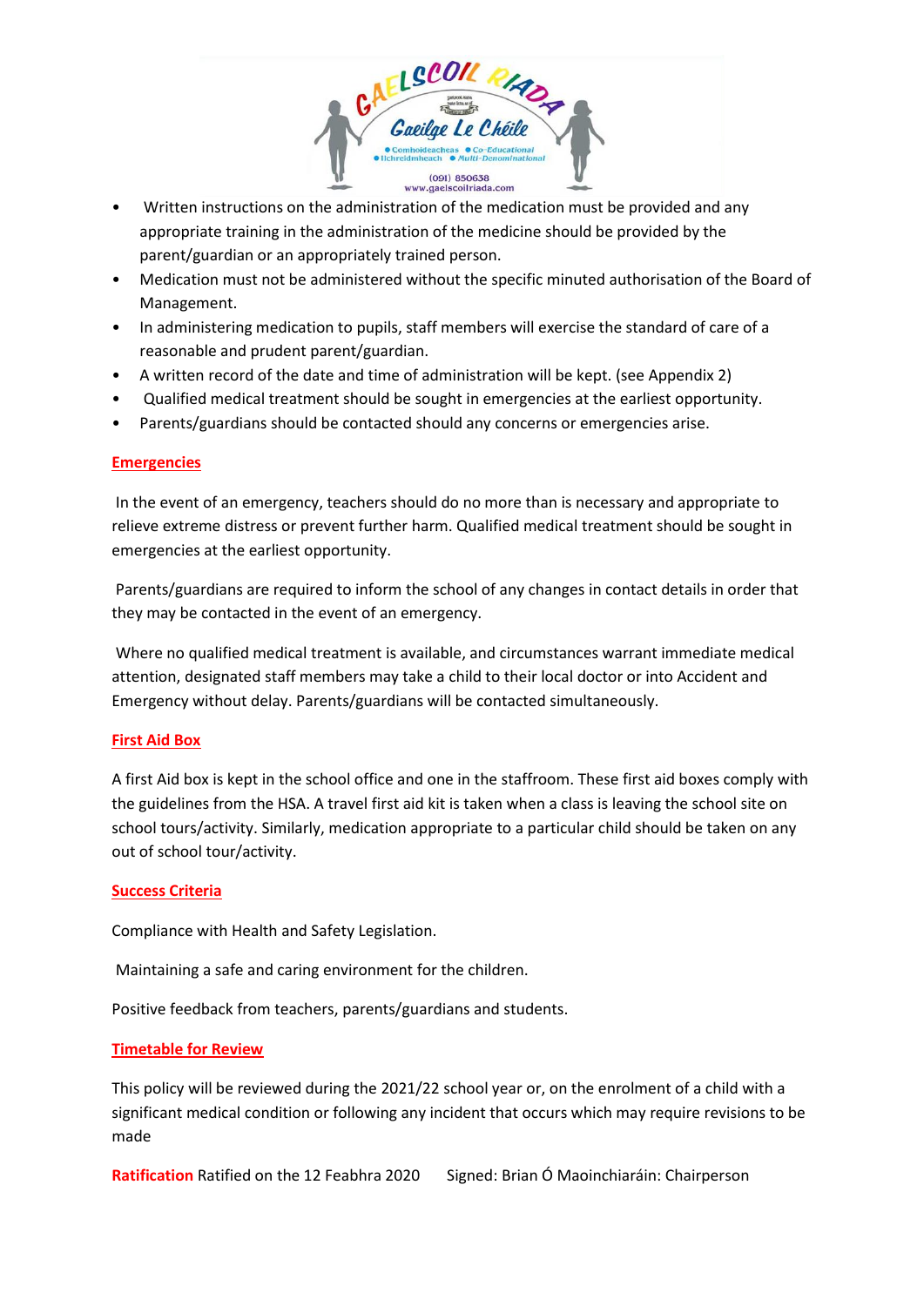- Written instructions on the administration of the medication must be provided and any appropriate training in the administration of the medicine should be provided by the parent/guardian or an appropriately trained person.
- Medication must not be administered without the specific minuted authorisation of the Board of Management.
- In administering medication to pupils, staff members will exercise the standard of care of a reasonable and prudent parent/guardian.
- A written record of the date and time of administration will be kept. (see Appendix 2)
- Qualified medical treatment should be sought in emergencies at the earliest opportunity.
- Parents/guardians should be contacted should any concerns or emergencies arise.

## Emergencies

In the event of an emergency, teachers should do no more than is necessary and appropriate to relieve extreme distress or prevent further harm. Qualified medical treatment should be sought in emergencies at the earliest opportunity.

Parents/guardians are required to inform the school of any changes in contact details in order that they may be contacted in the event of an emergency.

Where no qualified medical treatment is available, and circumstances warrant immediate medical attention, designated staff members may take a child to their local doctor or into Accident and Emergency without delay. Parents/guardians will be contacted simultaneously.

## First Aid Box

A first Aid box is kept in the school office and one in the staffroom. These first aid boxes comply with the guidelines from the HSA. A travel first aid kit is taken when a class is leaving the school site on school tours/activity. Similarly, medication appropriate to a particular child should be taken on any out of school tour/activity.

## Success Criteria

Compliance with Health and Safety Legislation.

Maintaining a safe and caring environment for the children.

Positive feedback from teachers, parents/guardians and students.

## Timetable for Review

This policy will be reviewed during the 2021/22 school year or, on the enrolment of a child with a significant medical condition or following any incident that occurs which may require revisions to be made

**Ratification** Ratified on the 12 Feabhra 2020 Signed: Brian Ó Maoinchiaráin: Chairperson